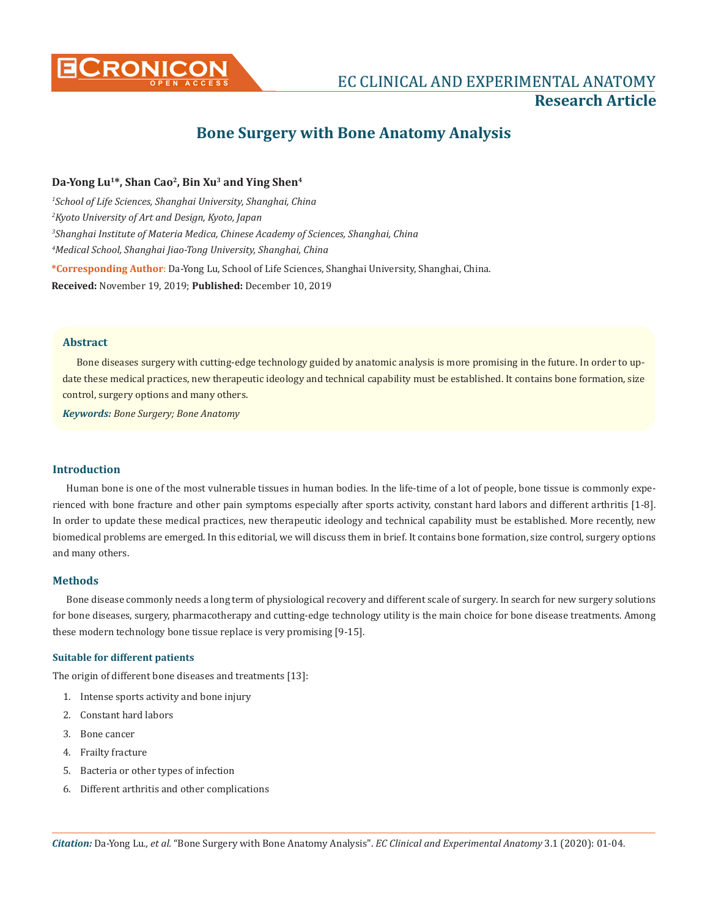# Bone Surgery with Bone Anatomy Analysis

**Da-Yong Lu[1]*, Shan Cao[2], Bin Xu[3] and Ying Shen[4]**

*[1]School of Life Sciences, Shanghai University, Shanghai, China*

*[2]Kyoto University of Art and Design, Kyoto, Japan*

*[3]Shanghai Institute of Materia Medica, Chinese Academy of Sciences, Shanghai, China*

*[4]Medical School, Shanghai Jiao-Tong University, Shanghai, China*

**\*Corresponding Author:** Da-Yong Lu, School of Life Sciences, Shanghai University, Shanghai, China.

**Received:** November 19, 2019; **Published:** December 10, 2019

## Abstract

Bone diseases surgery with cutting-edge technology guided by anatomic analysis is more promising in the future. In order to update these medical practices, new therapeutic ideology and technical capability must be established. It contains bone formation, size control, surgery options and many others.

***Keywords:*** *Bone Surgery; Bone Anatomy*

## Introduction

Human bone is one of the most vulnerable tissues in human bodies. In the life-time of a lot of people, bone tissue is commonly experienced with bone fracture and other pain symptoms especially after sports activity, constant hard labors and different arthritis [1-8]. In order to update these medical practices, new therapeutic ideology and technical capability must be established. More recently, new biomedical problems are emerged. In this editorial, we will discuss them in brief. It contains bone formation, size control, surgery options and many others.

## Methods

Bone disease commonly needs a long term of physiological recovery and different scale of surgery. In search for new surgery solutions for bone diseases, surgery, pharmacotherapy and cutting-edge technology utility is the main choice for bone disease treatments. Among these modern technology bone tissue replace is very promising [9-15].

### Suitable for different patients

The origin of different bone diseases and treatments [13]:

1. Intense sports activity and bone injury
2. Constant hard labors
3. Bone cancer
4. Frailty fracture
5. Bacteria or other types of infection
6. Different arthritis and other complications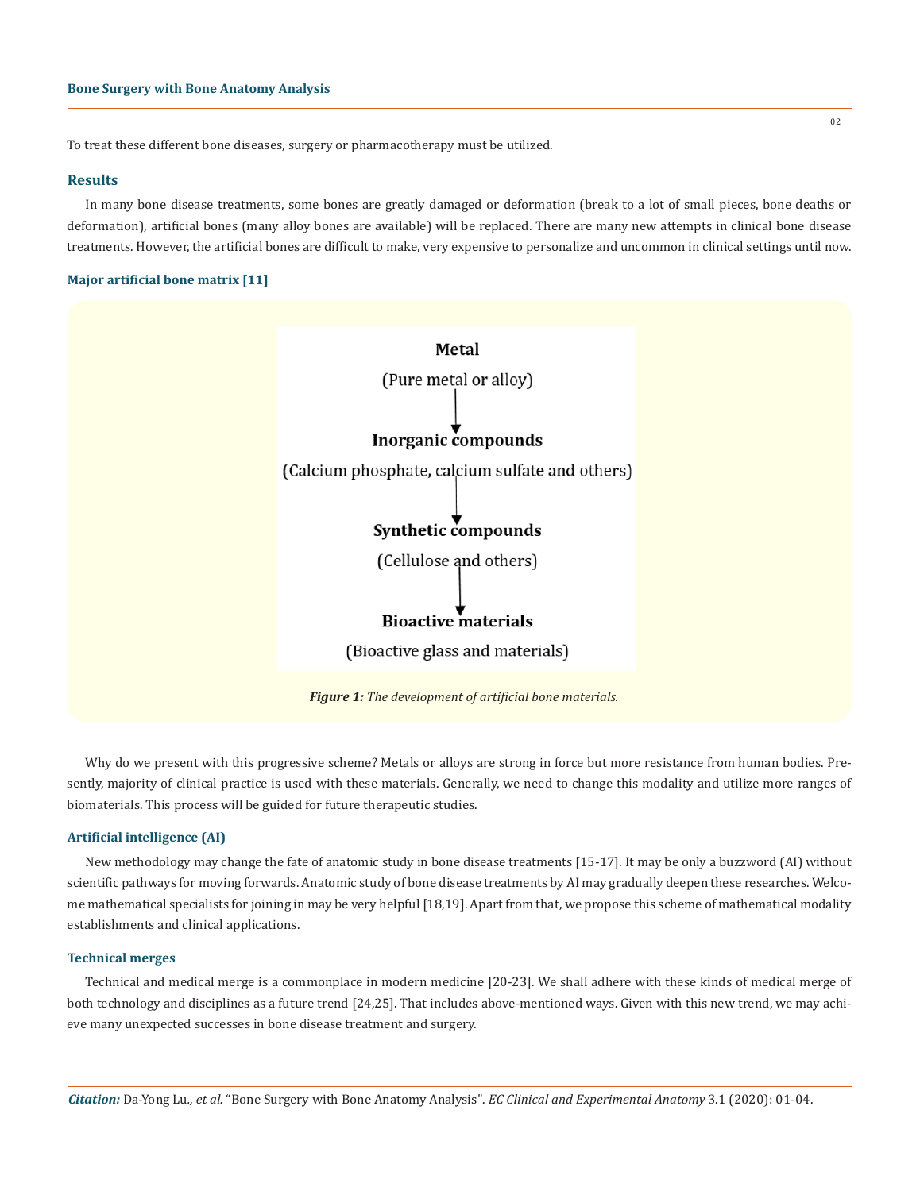To treat these different bone diseases, surgery or pharmacotherapy must be utilized.

## Results

In many bone disease treatments, some bones are greatly damaged or deformation (break to a lot of small pieces, bone deaths or deformation), artificial bones (many alloy bones are available) will be replaced. There are many new attempts in clinical bone disease treatments. However, the artificial bones are difficult to make, very expensive to personalize and uncommon in clinical settings until now.

### Major artificial bone matrix [11]

**Metal**

(Pure metal or alloy)

↓

**Inorganic compounds**

(Calcium phosphate, calcium sulfate and others)

↓

**Synthetic compounds**

(Cellulose and others)

↓

**Bioactive materials**

(Bioactive glass and materials)

***Figure 1:*** *The development of artificial bone materials.*

Why do we present with this progressive scheme? Metals or alloys are strong in force but more resistance from human bodies. Presently, majority of clinical practice is used with these materials. Generally, we need to change this modality and utilize more ranges of biomaterials. This process will be guided for future therapeutic studies.

### Artificial intelligence (AI)

New methodology may change the fate of anatomic study in bone disease treatments [15-17]. It may be only a buzzword (AI) without scientific pathways for moving forwards. Anatomic study of bone disease treatments by AI may gradually deepen these researches. Welcome mathematical specialists for joining in may be very helpful [18,19]. Apart from that, we propose this scheme of mathematical modality establishments and clinical applications.

### Technical merges

Technical and medical merge is a commonplace in modern medicine [20-23]. We shall adhere with these kinds of medical merge of both technology and disciplines as a future trend [24,25]. That includes above-mentioned ways. Given with this new trend, we may achieve many unexpected successes in bone disease treatment and surgery.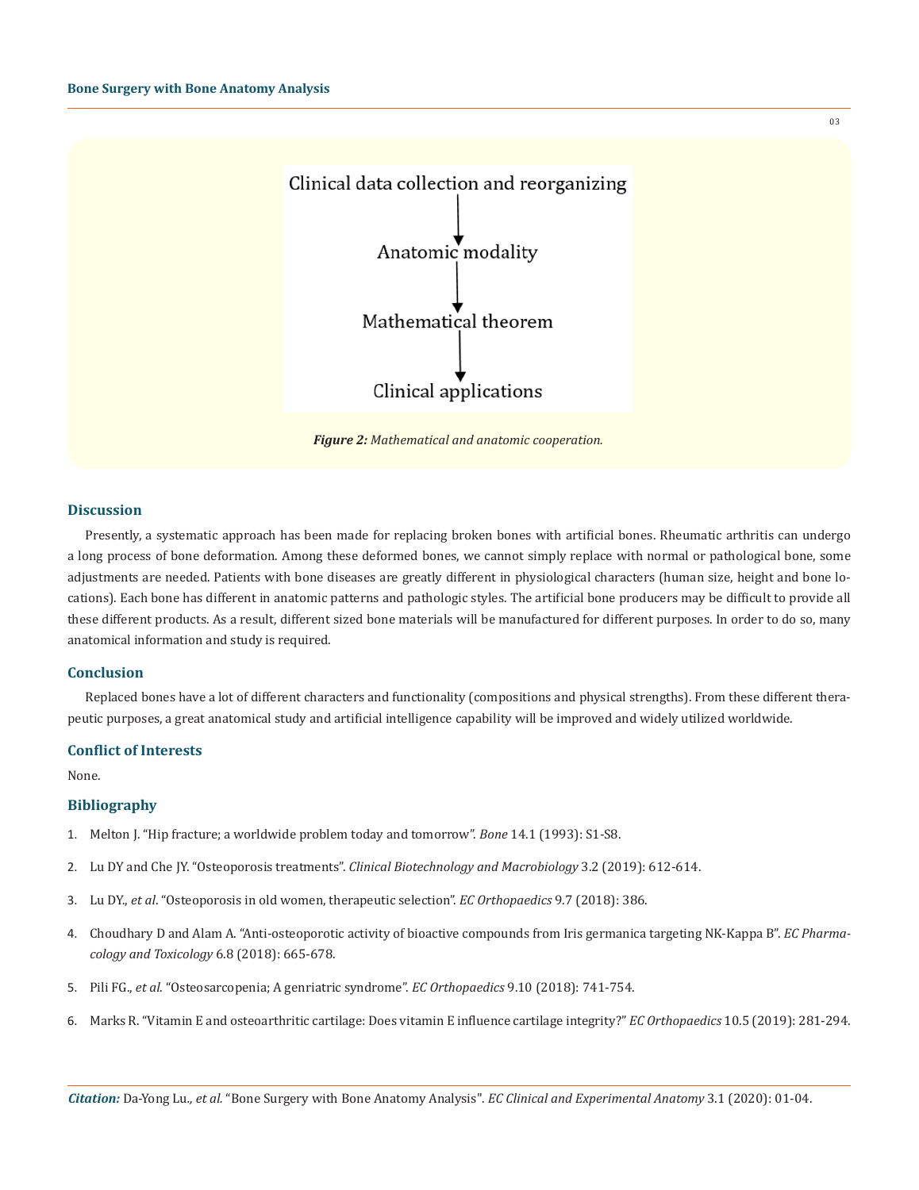Clinical data collection and reorganizing

↓

Anatomic modality

↓

Mathematical theorem

↓

Clinical applications

***Figure 2:*** *Mathematical and anatomic cooperation.*

## Discussion

Presently, a systematic approach has been made for replacing broken bones with artificial bones. Rheumatic arthritis can undergo a long process of bone deformation. Among these deformed bones, we cannot simply replace with normal or pathological bone, some adjustments are needed. Patients with bone diseases are greatly different in physiological characters (human size, height and bone locations). Each bone has different in anatomic patterns and pathologic styles. The artificial bone producers may be difficult to provide all these different products. As a result, different sized bone materials will be manufactured for different purposes. In order to do so, many anatomical information and study is required.

## Conclusion

Replaced bones have a lot of different characters and functionality (compositions and physical strengths). From these different therapeutic purposes, a great anatomical study and artificial intelligence capability will be improved and widely utilized worldwide.

## Conflict of Interests

None.

## Bibliography

1. Melton J. "Hip fracture; a worldwide problem today and tomorrow". *Bone* 14.1 (1993): S1-S8.
2. Lu DY and Che JY. "Osteoporosis treatments". *Clinical Biotechnology and Macrobiology* 3.2 (2019): 612-614.
3. Lu DY., *et al*. "Osteoporosis in old women, therapeutic selection". *EC Orthopaedics* 9.7 (2018): 386.
4. Choudhary D and Alam A. "Anti-osteoporotic activity of bioactive compounds from Iris germanica targeting NK-Kappa B". *EC Pharmacology and Toxicology* 6.8 (2018): 665-678.
5. Pili FG., *et al.* "Osteosarcopenia; A genriatric syndrome". *EC Orthopaedics* 9.10 (2018): 741-754.
6. Marks R. "Vitamin E and osteoarthritic cartilage: Does vitamin E influence cartilage integrity?" *EC Orthopaedics* 10.5 (2019): 281-294.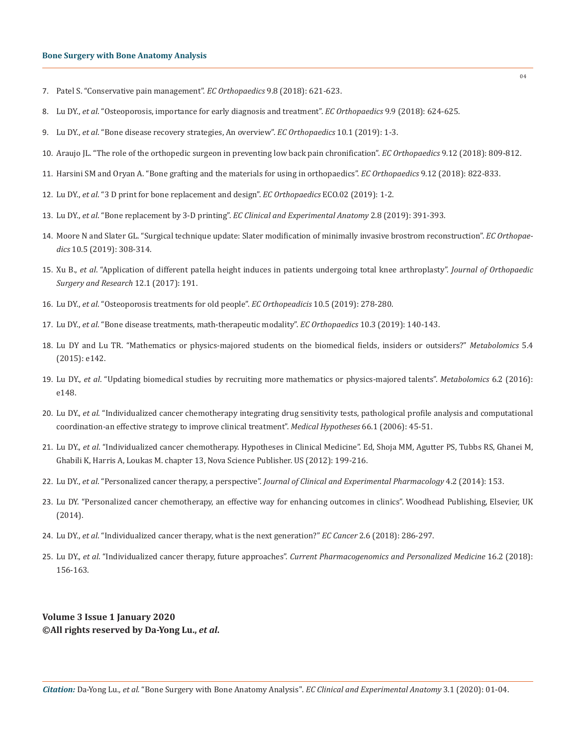7. Patel S. "Conservative pain management". *EC Orthopaedics* 9.8 (2018): 621-623.
8. Lu DY., *et al*. "Osteoporosis, importance for early diagnosis and treatment". *EC Orthopaedics* 9.9 (2018): 624-625.
9. Lu DY., *et al*. "Bone disease recovery strategies, An overview". *EC Orthopaedics* 10.1 (2019): 1-3.
10. Araujo JL. "The role of the orthopedic surgeon in preventing low back pain chronification". *EC Orthopaedics* 9.12 (2018): 809-812.
11. Harsini SM and Oryan A. "Bone grafting and the materials for using in orthopaedics". *EC Orthopaedics* 9.12 (2018): 822-833.
12. Lu DY., *et al*. "3 D print for bone replacement and design". *EC Orthopaedics* ECO.02 (2019): 1-2.
13. Lu DY., *et al*. "Bone replacement by 3-D printing". *EC Clinical and Experimental Anatomy* 2.8 (2019): 391-393.
14. Moore N and Slater GL. "Surgical technique update: Slater modification of minimally invasive brostrom reconstruction". *EC Orthopaedics* 10.5 (2019): 308-314.
15. Xu B., *et al*. "Application of different patella height induces in patients undergoing total knee arthroplasty". *Journal of Orthopaedic Surgery and Research* 12.1 (2017): 191.
16. Lu DY., *et al*. "Osteoporosis treatments for old people". *EC Orthopeadicis* 10.5 (2019): 278-280.
17. Lu DY., *et al*. "Bone disease treatments, math-therapeutic modality". *EC Orthopaedics* 10.3 (2019): 140-143.
18. Lu DY and Lu TR. "Mathematics or physics-majored students on the biomedical fields, insiders or outsiders?" *Metabolomics* 5.4 (2015): e142.
19. Lu DY., *et al*. "Updating biomedical studies by recruiting more mathematics or physics-majored talents". *Metabolomics* 6.2 (2016): e148.
20. Lu DY., *et al*. "Individualized cancer chemotherapy integrating drug sensitivity tests, pathological profile analysis and computational coordination-an effective strategy to improve clinical treatment". *Medical Hypotheses* 66.1 (2006): 45-51.
21. Lu DY., *et al*. "Individualized cancer chemotherapy. Hypotheses in Clinical Medicine". Ed, Shoja MM, Agutter PS, Tubbs RS, Ghanei M, Ghabili K, Harris A, Loukas M. chapter 13, Nova Science Publisher. US (2012): 199-216.
22. Lu DY., *et al*. "Personalized cancer therapy, a perspective". *Journal of Clinical and Experimental Pharmacology* 4.2 (2014): 153.
23. Lu DY. "Personalized cancer chemotherapy, an effective way for enhancing outcomes in clinics". Woodhead Publishing, Elsevier, UK (2014).
24. Lu DY., *et al*. "Individualized cancer therapy, what is the next generation?" *EC Cancer* 2.6 (2018): 286-297.
25. Lu DY., *et al*. "Individualized cancer therapy, future approaches". *Current Pharmacogenomics and Personalized Medicine* 16.2 (2018): 156-163.

**Volume 3 Issue 1 January 2020**
**©All rights reserved by Da-Yong Lu., *et al*.**